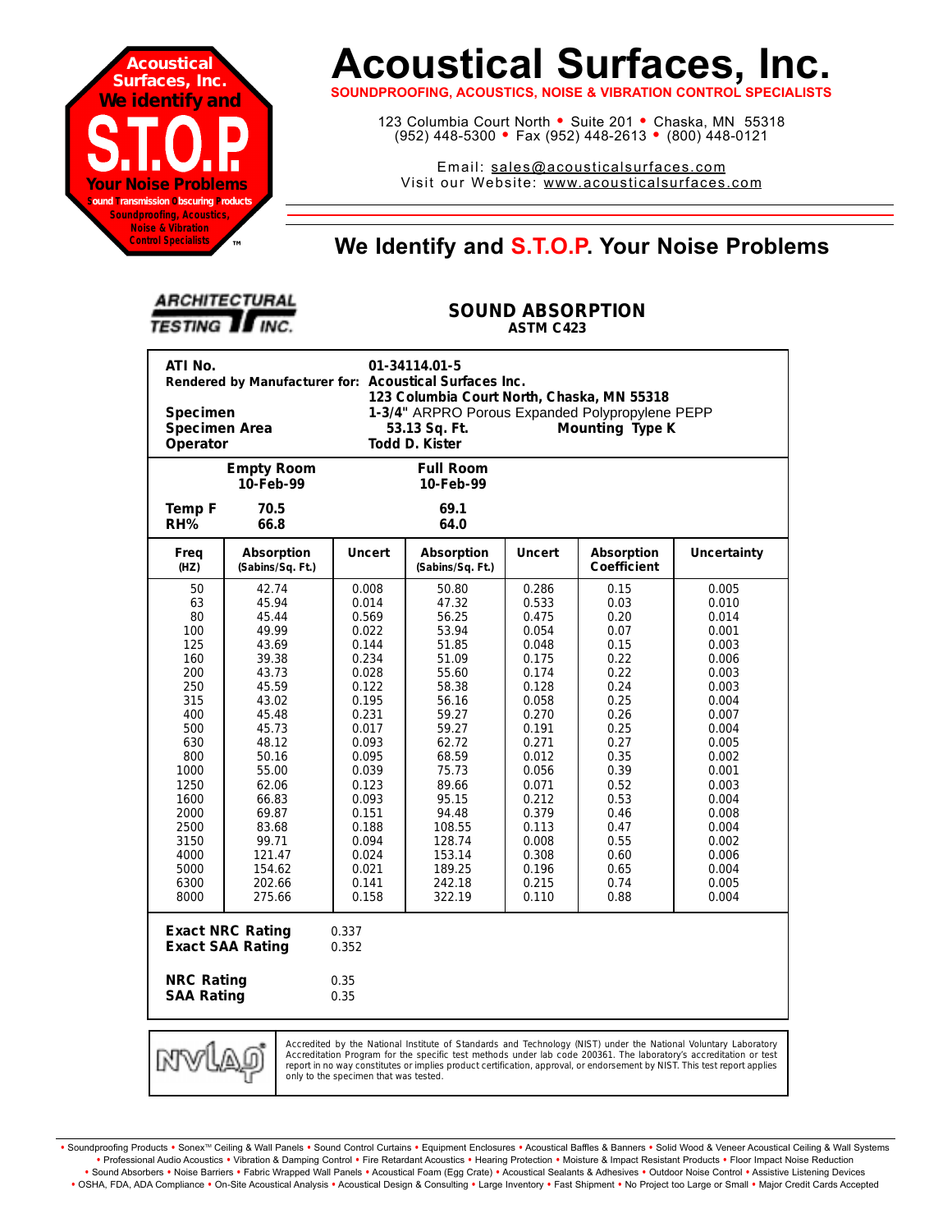# Acoustical Surfaces, Inc.

**SOUNDPROOFING, ACOUSTICS, NOISE & VIBRATION CONTROL SPECIALISTS**

123 Columbia Court North • Suite 201 • Chaska, MN 55318
(952) 448-5300 • Fax (952) 448-2613 • (800) 448-0121

Email: sales@acousticalsurfaces.com
Visit our Website: www.acousticalsurfaces.com

Acoustical Surfaces, Inc. We identify and S.T.O.P. Your Noise Problems — Sound Transmission Obscuring Products — Soundproofing, Acoustics, Noise & Vibration Control Specialists ™

## We Identify and S.T.O.P. Your Noise Problems

ARCHITECTURAL TESTING INC.

## SOUND ABSORPTION
**ASTM C423**

| | |
|---|---|
| **ATI No.** | **01-34114.01-5** |
| **Rendered by Manufacturer for:** | **Acoustical Surfaces Inc.** |
| | **123 Columbia Court North, Chaska, MN 55318** |
| **Specimen** | **1-3/4"** ARPRO Porous Expanded Polypropylene PEPP |
| **Specimen Area** | **53.13 Sq. Ft.** — **Mounting Type K** |
| **Operator** | **Todd D. Kister** |

| | Empty Room | Full Room |
|---|---|---|
| | 10-Feb-99 | 10-Feb-99 |
| **Temp F** | 70.5 | 69.1 |
| **RH%** | 66.8 | 64.0 |

| Freq (HZ) | Absorption (Sabins/Sq. Ft.) | Uncert | Absorption (Sabins/Sq. Ft.) | Uncert | Absorption Coefficient | Uncertainty |
|---|---|---|---|---|---|---|
| 50 | 42.74 | 0.008 | 50.80 | 0.286 | 0.15 | 0.005 |
| 63 | 45.94 | 0.014 | 47.32 | 0.533 | 0.03 | 0.010 |
| 80 | 45.44 | 0.569 | 56.25 | 0.475 | 0.20 | 0.014 |
| 100 | 49.99 | 0.022 | 53.94 | 0.054 | 0.07 | 0.001 |
| 125 | 43.69 | 0.144 | 51.85 | 0.048 | 0.15 | 0.003 |
| 160 | 39.38 | 0.234 | 51.09 | 0.175 | 0.22 | 0.006 |
| 200 | 43.73 | 0.028 | 55.60 | 0.174 | 0.22 | 0.003 |
| 250 | 45.59 | 0.122 | 58.38 | 0.128 | 0.24 | 0.003 |
| 315 | 43.02 | 0.195 | 56.16 | 0.058 | 0.25 | 0.004 |
| 400 | 45.48 | 0.231 | 59.27 | 0.270 | 0.26 | 0.007 |
| 500 | 45.73 | 0.017 | 59.27 | 0.191 | 0.25 | 0.004 |
| 630 | 48.12 | 0.093 | 62.72 | 0.271 | 0.27 | 0.005 |
| 800 | 50.16 | 0.095 | 68.59 | 0.012 | 0.35 | 0.002 |
| 1000 | 55.00 | 0.039 | 75.73 | 0.056 | 0.39 | 0.001 |
| 1250 | 62.06 | 0.123 | 89.66 | 0.071 | 0.52 | 0.003 |
| 1600 | 66.83 | 0.093 | 95.15 | 0.212 | 0.53 | 0.004 |
| 2000 | 69.87 | 0.151 | 94.48 | 0.379 | 0.46 | 0.008 |
| 2500 | 83.68 | 0.188 | 108.55 | 0.113 | 0.47 | 0.004 |
| 3150 | 99.71 | 0.094 | 128.74 | 0.008 | 0.55 | 0.002 |
| 4000 | 121.47 | 0.024 | 153.14 | 0.308 | 0.60 | 0.006 |
| 5000 | 154.62 | 0.021 | 189.25 | 0.196 | 0.65 | 0.004 |
| 6300 | 202.66 | 0.141 | 242.18 | 0.215 | 0.74 | 0.005 |
| 8000 | 275.66 | 0.158 | 322.19 | 0.110 | 0.88 | 0.004 |

| | |
|---|---|
| **Exact NRC Rating** | 0.337 |
| **Exact SAA Rating** | 0.352 |
| **NRC Rating** | 0.35 |
| **SAA Rating** | 0.35 |

NVLAP — Accredited by the National Institute of Standards and Technology (NIST) under the National Voluntary Laboratory Accreditation Program for the specific test methods under lab code 200361. The laboratory's accreditation or test report in no way constitutes or implies product certification, approval, or endorsement by NIST. This test report applies only to the specimen that was tested.

• Soundproofing Products • Sonex™ Ceiling & Wall Panels • Sound Control Curtains • Equipment Enclosures • Acoustical Baffles & Banners • Solid Wood & Veneer Acoustical Ceiling & Wall Systems • Professional Audio Acoustics • Vibration & Damping Control • Fire Retardant Acoustics • Hearing Protection • Moisture & Impact Resistant Products • Floor Impact Noise Reduction • Sound Absorbers • Noise Barriers • Fabric Wrapped Wall Panels • Acoustical Foam (Egg Crate) • Acoustical Sealants & Adhesives • Outdoor Noise Control • Assistive Listening Devices • OSHA, FDA, ADA Compliance • On-Site Acoustical Analysis • Acoustical Design & Consulting • Large Inventory • Fast Shipment • No Project too Large or Small • Major Credit Cards Accepted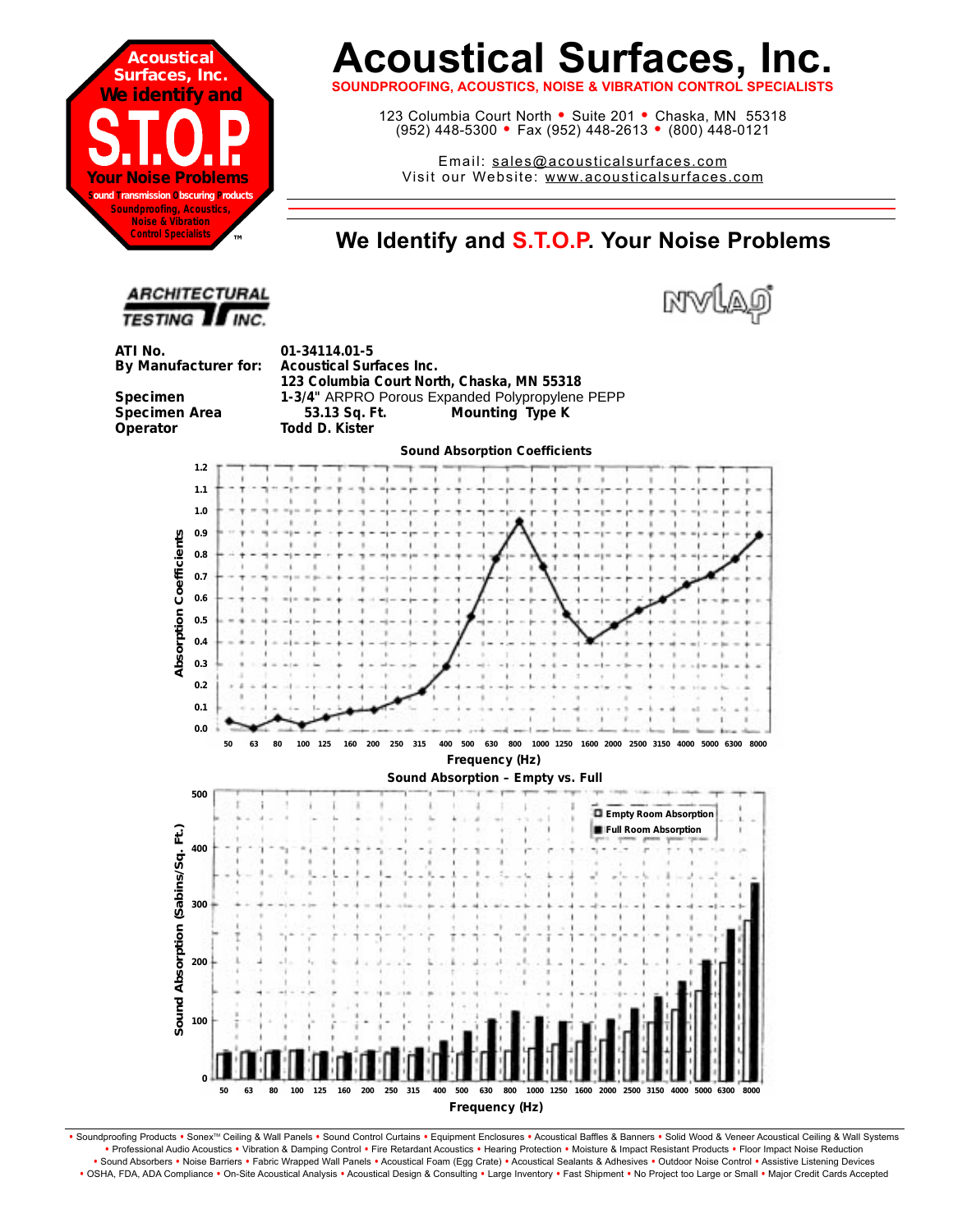# Acoustical Surfaces, Inc.

**SOUNDPROOFING, ACOUSTICS, NOISE & VIBRATION CONTROL SPECIALISTS**

123 Columbia Court North • Suite 201 • Chaska, MN 55318
(952) 448-5300 • Fax (952) 448-2613 • (800) 448-0121

Email: sales@acousticalsurfaces.com
Visit our Website: www.acousticalsurfaces.com

## We Identify and S.T.O.P. Your Noise Problems

ARCHITECTURAL TESTING INC.

**ATI No.** 01-34114.01-5
**By Manufacturer for:** Acoustical Surfaces Inc.
123 Columbia Court North, Chaska, MN 55318
**Specimen** 1-3/4" ARPRO Porous Expanded Polypropylene PEPP
**Specimen Area** 53.13 Sq. Ft. **Mounting** Type K
**Operator** Todd D. Kister

**Sound Absorption Coefficients**

Absorption Coefficients
1.2
1.1
1.0
0.9
0.8
0.7
0.6
0.5
0.4
0.3
0.2
0.1
0.0

50 63 80 100 125 160 200 250 315 400 500 630 800 1000 1250 1600 2000 2500 3150 4000 5000 6300 8000

Frequency (Hz)

**Sound Absorption – Empty vs. Full**

Empty Room Absorption
Full Room Absorption

Sound Absorption (Sabins/Sq. Ft.)
500
400
300
200
100
0

50 63 80 100 125 160 200 250 315 400 500 630 800 1000 1250 1600 2000 2500 3150 4000 5000 6300 8000

Frequency (Hz)

• Soundproofing Products • Sonex™ Ceiling & Wall Panels • Sound Control Curtains • Equipment Enclosures • Acoustical Baffles & Banners • Solid Wood & Veneer Acoustical Ceiling & Wall Systems • Professional Audio Acoustics • Vibration & Damping Control • Fire Retardant Acoustics • Hearing Protection • Moisture & Impact Resistant Products • Floor Impact Noise Reduction • Sound Absorbers • Noise Barriers • Fabric Wrapped Wall Panels • Acoustical Foam (Egg Crate) • Acoustical Sealants & Adhesives • Outdoor Noise Control • Assistive Listening Devices • OSHA, FDA, ADA Compliance • On-Site Acoustical Analysis • Acoustical Design & Consulting • Large Inventory • Fast Shipment • No Project too Large or Small • Major Credit Cards Accepted